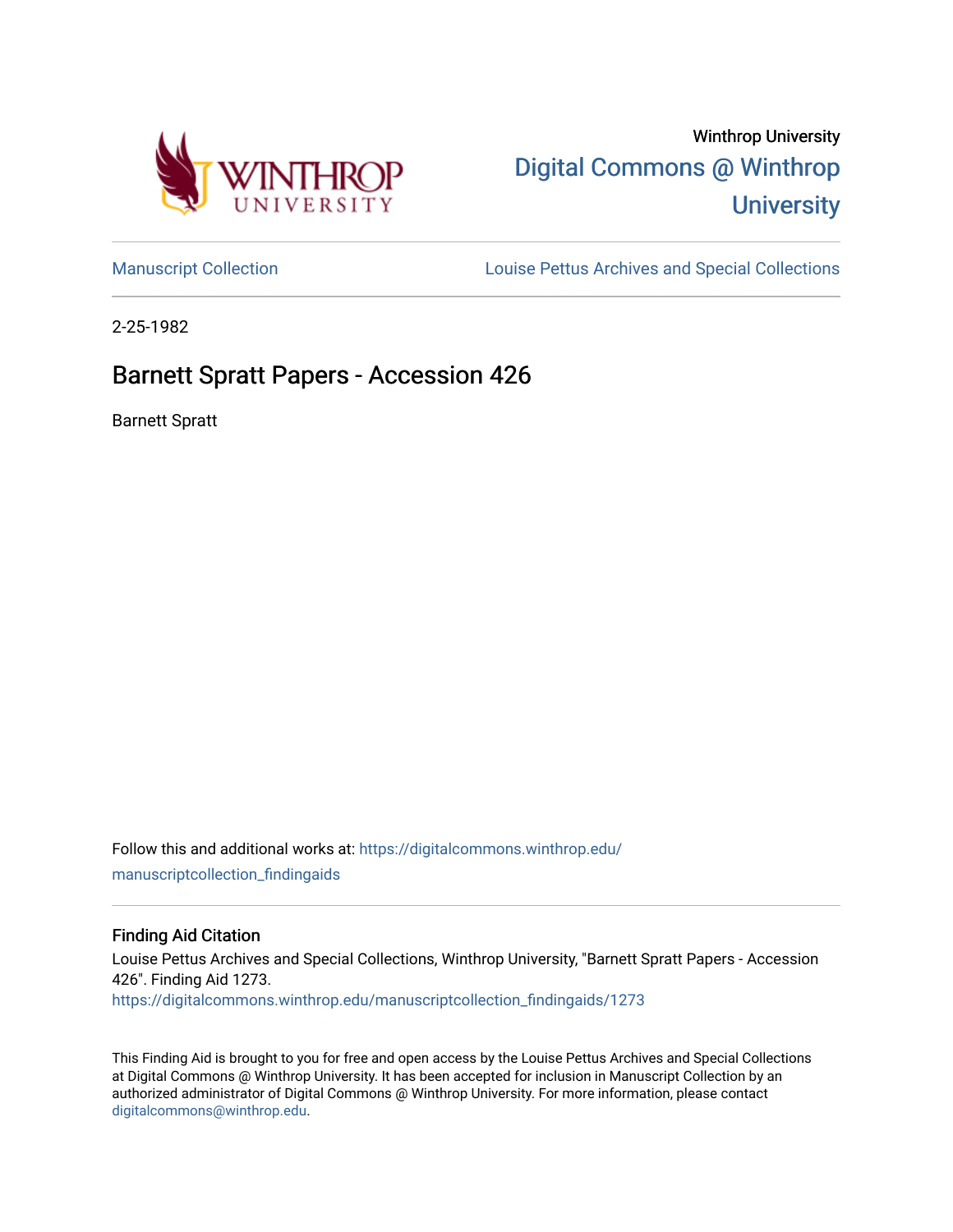Winthrop University

Digital Commons @ Winthrop University

Manuscript Collection

Louise Pettus Archives and Special Collections

2-25-1982

# Barnett Spratt Papers - Accession 426

Barnett Spratt

Follow this and additional works at: https://digitalcommons.winthrop.edu/manuscriptcollection_findingaids

## Finding Aid Citation

Louise Pettus Archives and Special Collections, Winthrop University, "Barnett Spratt Papers - Accession 426". Finding Aid 1273.
https://digitalcommons.winthrop.edu/manuscriptcollection_findingaids/1273

This Finding Aid is brought to you for free and open access by the Louise Pettus Archives and Special Collections at Digital Commons @ Winthrop University. It has been accepted for inclusion in Manuscript Collection by an authorized administrator of Digital Commons @ Winthrop University. For more information, please contact digitalcommons@winthrop.edu.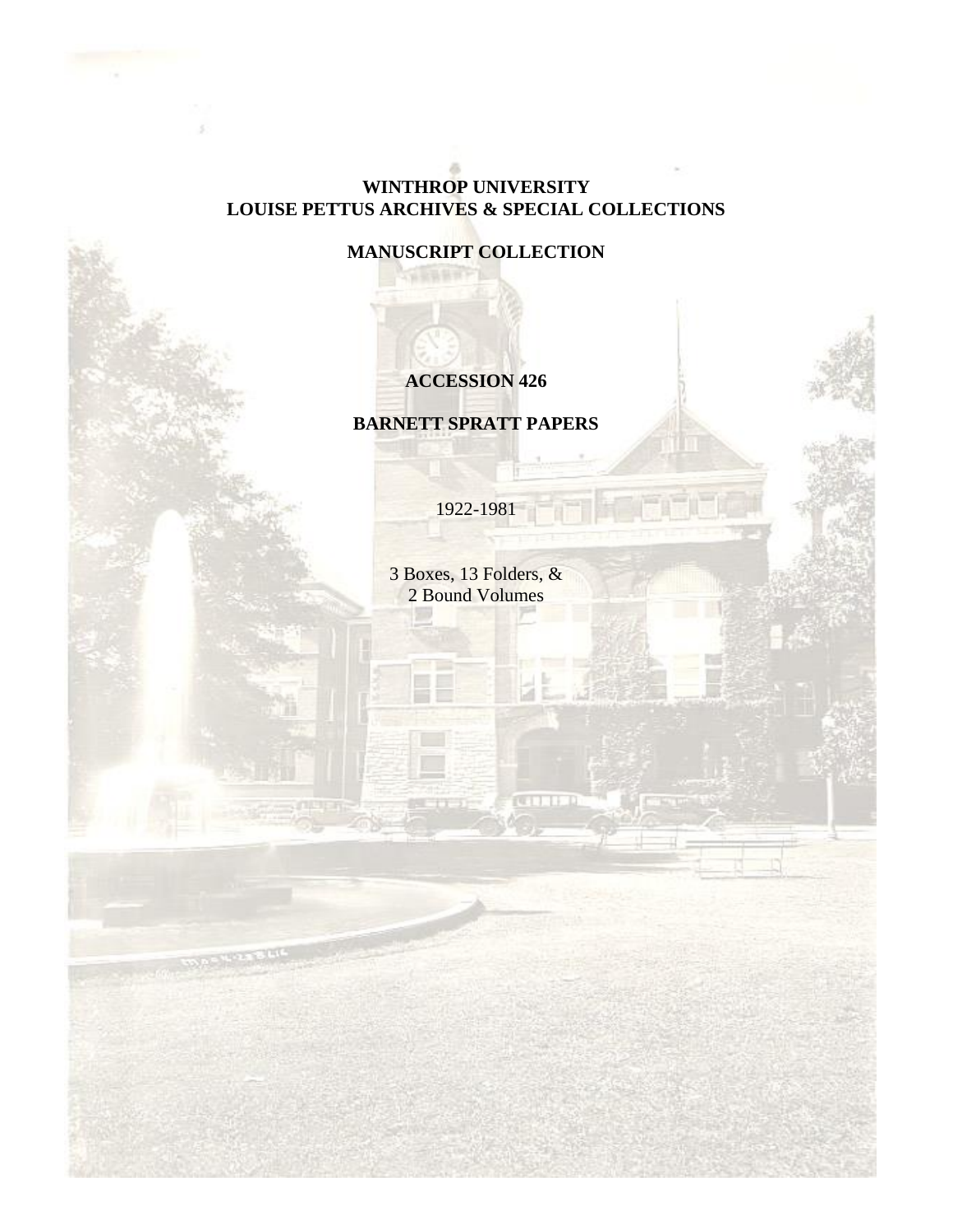**WINTHROP UNIVERSITY**
**LOUISE PETTUS ARCHIVES & SPECIAL COLLECTIONS**

**MANUSCRIPT COLLECTION**

**ACCESSION 426**

**BARNETT SPRATT PAPERS**

1922-1981

3 Boxes, 13 Folders, &
2 Bound Volumes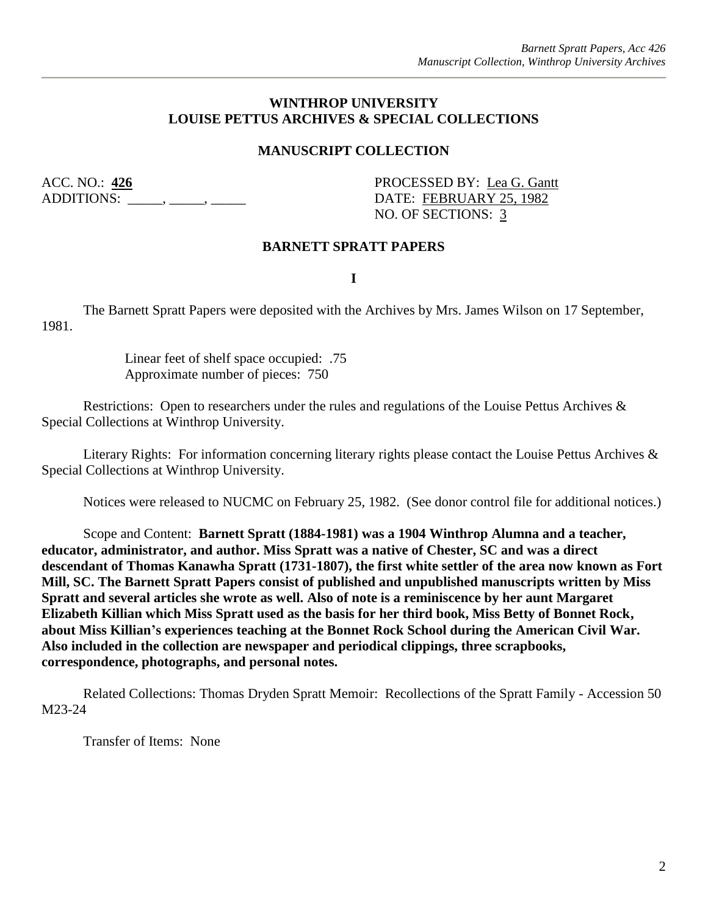**WINTHROP UNIVERSITY**
**LOUISE PETTUS ARCHIVES & SPECIAL COLLECTIONS**

**MANUSCRIPT COLLECTION**

ACC. NO.: **426**
ADDITIONS: _____, _____, _____

PROCESSED BY: Lea G. Gantt
DATE: FEBRUARY 25, 1982
NO. OF SECTIONS: 3

**BARNETT SPRATT PAPERS**

**I**

The Barnett Spratt Papers were deposited with the Archives by Mrs. James Wilson on 17 September, 1981.

Linear feet of shelf space occupied: .75
Approximate number of pieces: 750

Restrictions: Open to researchers under the rules and regulations of the Louise Pettus Archives & Special Collections at Winthrop University.

Literary Rights: For information concerning literary rights please contact the Louise Pettus Archives & Special Collections at Winthrop University.

Notices were released to NUCMC on February 25, 1982. (See donor control file for additional notices.)

Scope and Content: **Barnett Spratt (1884-1981) was a 1904 Winthrop Alumna and a teacher, educator, administrator, and author. Miss Spratt was a native of Chester, SC and was a direct descendant of Thomas Kanawha Spratt (1731-1807), the first white settler of the area now known as Fort Mill, SC. The Barnett Spratt Papers consist of published and unpublished manuscripts written by Miss Spratt and several articles she wrote as well. Also of note is a reminiscence by her aunt Margaret Elizabeth Killian which Miss Spratt used as the basis for her third book, Miss Betty of Bonnet Rock, about Miss Killian's experiences teaching at the Bonnet Rock School during the American Civil War. Also included in the collection are newspaper and periodical clippings, three scrapbooks, correspondence, photographs, and personal notes.**

Related Collections: Thomas Dryden Spratt Memoir: Recollections of the Spratt Family - Accession 50 M23-24

Transfer of Items: None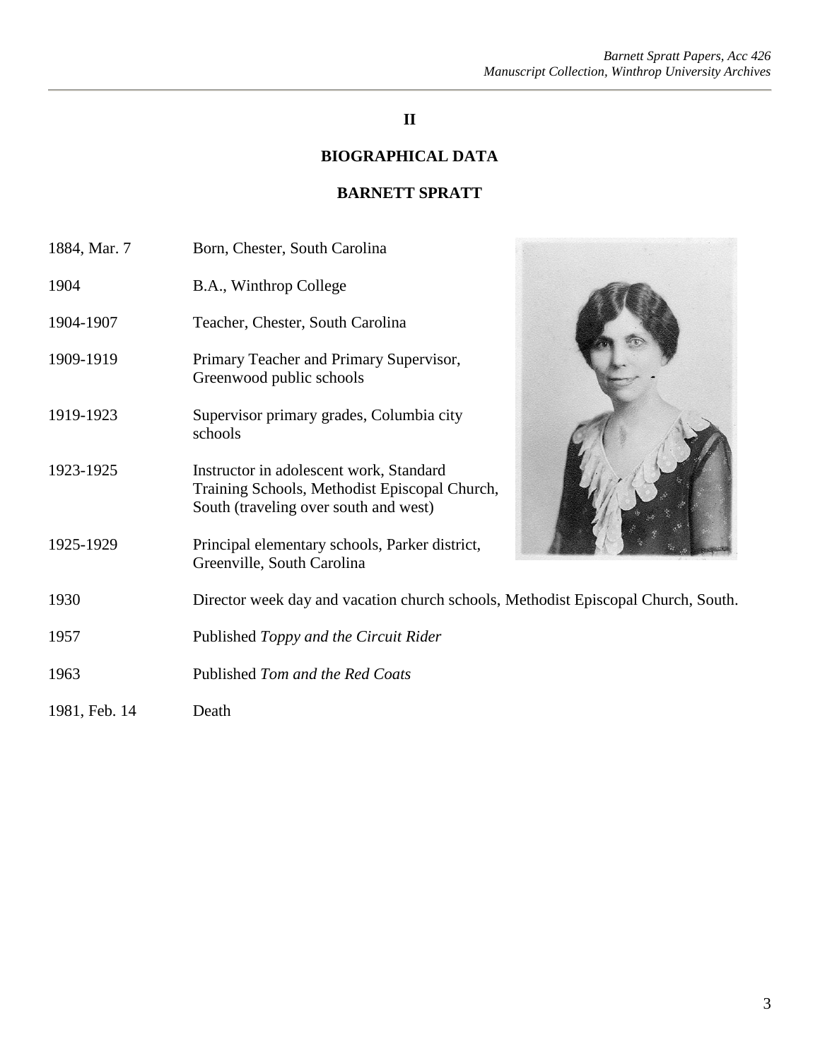## II

## BIOGRAPHICAL DATA

## BARNETT SPRATT

| | |
|---|---|
| 1884, Mar. 7 | Born, Chester, South Carolina |
| 1904 | B.A., Winthrop College |
| 1904-1907 | Teacher, Chester, South Carolina |
| 1909-1919 | Primary Teacher and Primary Supervisor, Greenwood public schools |
| 1919-1923 | Supervisor primary grades, Columbia city schools |
| 1923-1925 | Instructor in adolescent work, Standard Training Schools, Methodist Episcopal Church, South (traveling over south and west) |
| 1925-1929 | Principal elementary schools, Parker district, Greenville, South Carolina |
| 1930 | Director week day and vacation church schools, Methodist Episcopal Church, South. |
| 1957 | Published *Toppy and the Circuit Rider* |
| 1963 | Published *Tom and the Red Coats* |
| 1981, Feb. 14 | Death |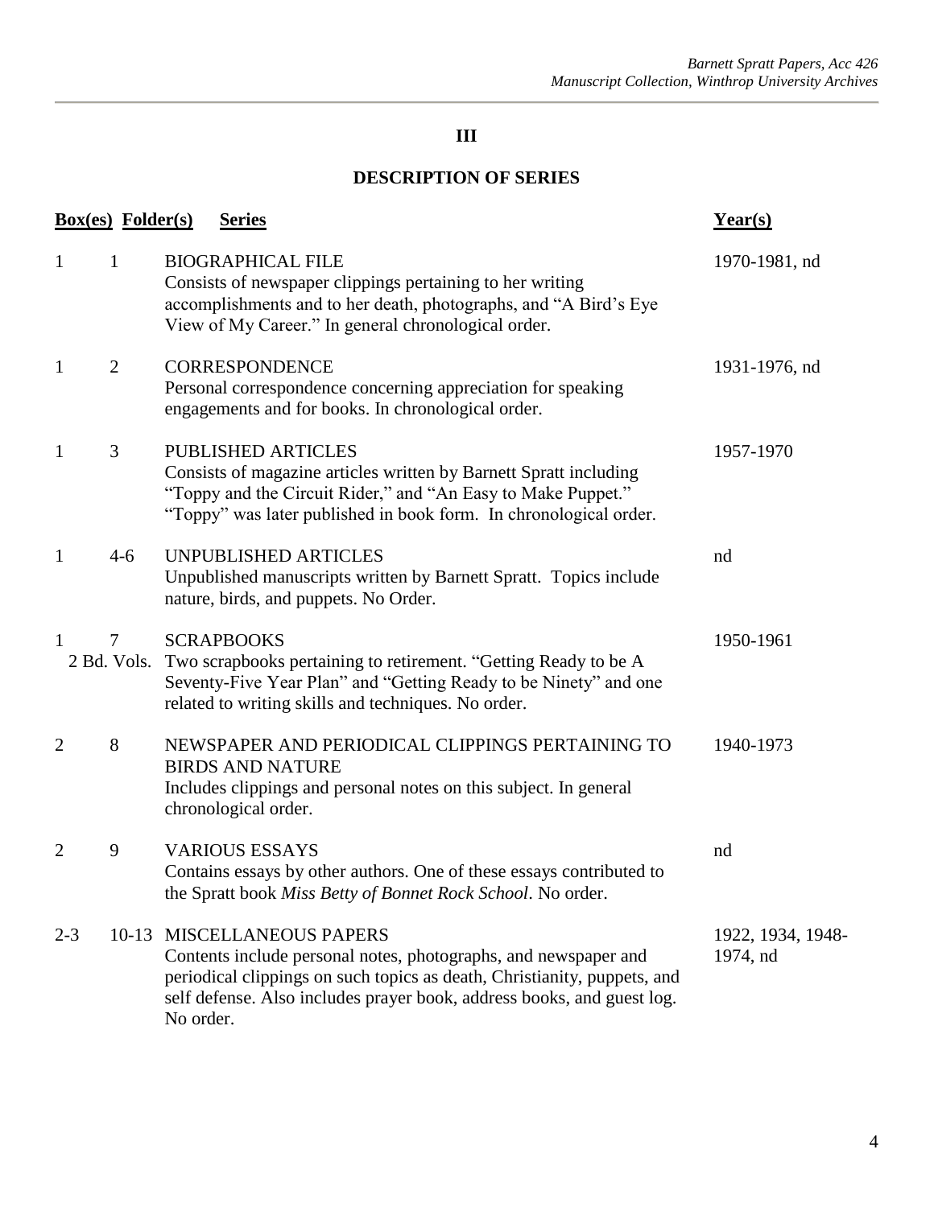## III

## DESCRIPTION OF SERIES

| Box(es) | Folder(s) | Series | Year(s) |
|---|---|---|---|
| 1 | 1 | BIOGRAPHICAL FILE<br>Consists of newspaper clippings pertaining to her writing accomplishments and to her death, photographs, and "A Bird's Eye View of My Career." In general chronological order. | 1970-1981, nd |
| 1 | 2 | CORRESPONDENCE<br>Personal correspondence concerning appreciation for speaking engagements and for books. In chronological order. | 1931-1976, nd |
| 1 | 3 | PUBLISHED ARTICLES<br>Consists of magazine articles written by Barnett Spratt including "Toppy and the Circuit Rider," and "An Easy to Make Puppet." "Toppy" was later published in book form. In chronological order. | 1957-1970 |
| 1 | 4-6 | UNPUBLISHED ARTICLES<br>Unpublished manuscripts written by Barnett Spratt. Topics include nature, birds, and puppets. No Order. | nd |
| 1 | 7<br>2 Bd. Vols. | SCRAPBOOKS<br>Two scrapbooks pertaining to retirement. "Getting Ready to be A Seventy-Five Year Plan" and "Getting Ready to be Ninety" and one related to writing skills and techniques. No order. | 1950-1961 |
| 2 | 8 | NEWSPAPER AND PERIODICAL CLIPPINGS PERTAINING TO BIRDS AND NATURE<br>Includes clippings and personal notes on this subject. In general chronological order. | 1940-1973 |
| 2 | 9 | VARIOUS ESSAYS<br>Contains essays by other authors. One of these essays contributed to the Spratt book *Miss Betty of Bonnet Rock School*. No order. | nd |
| 2-3 | 10-13 | MISCELLANEOUS PAPERS<br>Contents include personal notes, photographs, and newspaper and periodical clippings on such topics as death, Christianity, puppets, and self defense. Also includes prayer book, address books, and guest log. No order. | 1922, 1934, 1948-1974, nd |